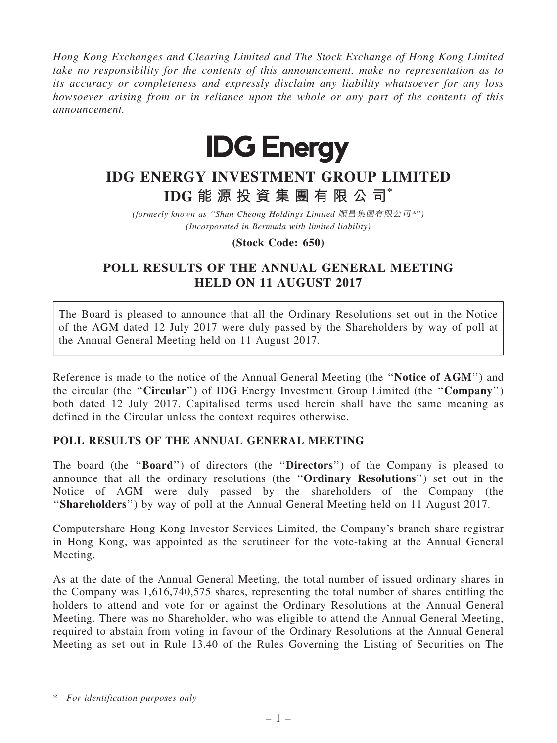*Hong Kong Exchanges and Clearing Limited and The Stock Exchange of Hong Kong Limited take no responsibility for the contents of this announcement, make no representation as to its accuracy or completeness and expressly disclaim any liability whatsoever for any loss howsoever arising from or in reliance upon the whole or any part of the contents of this announcement.*

IDG Energy

# IDG ENERGY INVESTMENT GROUP LIMITED
# IDG 能源投資集團有限公司*

*(formerly known as "Shun Cheong Holdings Limited 順昌集團有限公司*")*
*(Incorporated in Bermuda with limited liability)*

**(Stock Code: 650)**

## POLL RESULTS OF THE ANNUAL GENERAL MEETING HELD ON 11 AUGUST 2017

The Board is pleased to announce that all the Ordinary Resolutions set out in the Notice of the AGM dated 12 July 2017 were duly passed by the Shareholders by way of poll at the Annual General Meeting held on 11 August 2017.

Reference is made to the notice of the Annual General Meeting (the "**Notice of AGM**") and the circular (the "**Circular**") of IDG Energy Investment Group Limited (the "**Company**") both dated 12 July 2017. Capitalised terms used herein shall have the same meaning as defined in the Circular unless the context requires otherwise.

### POLL RESULTS OF THE ANNUAL GENERAL MEETING

The board (the "**Board**") of directors (the "**Directors**") of the Company is pleased to announce that all the ordinary resolutions (the "**Ordinary Resolutions**") set out in the Notice of AGM were duly passed by the shareholders of the Company (the "**Shareholders**") by way of poll at the Annual General Meeting held on 11 August 2017.

Computershare Hong Kong Investor Services Limited, the Company's branch share registrar in Hong Kong, was appointed as the scrutineer for the vote-taking at the Annual General Meeting.

As at the date of the Annual General Meeting, the total number of issued ordinary shares in the Company was 1,616,740,575 shares, representing the total number of shares entitling the holders to attend and vote for or against the Ordinary Resolutions at the Annual General Meeting. There was no Shareholder, who was eligible to attend the Annual General Meeting, required to abstain from voting in favour of the Ordinary Resolutions at the Annual General Meeting as set out in Rule 13.40 of the Rules Governing the Listing of Securities on The

\* *For identification purposes only*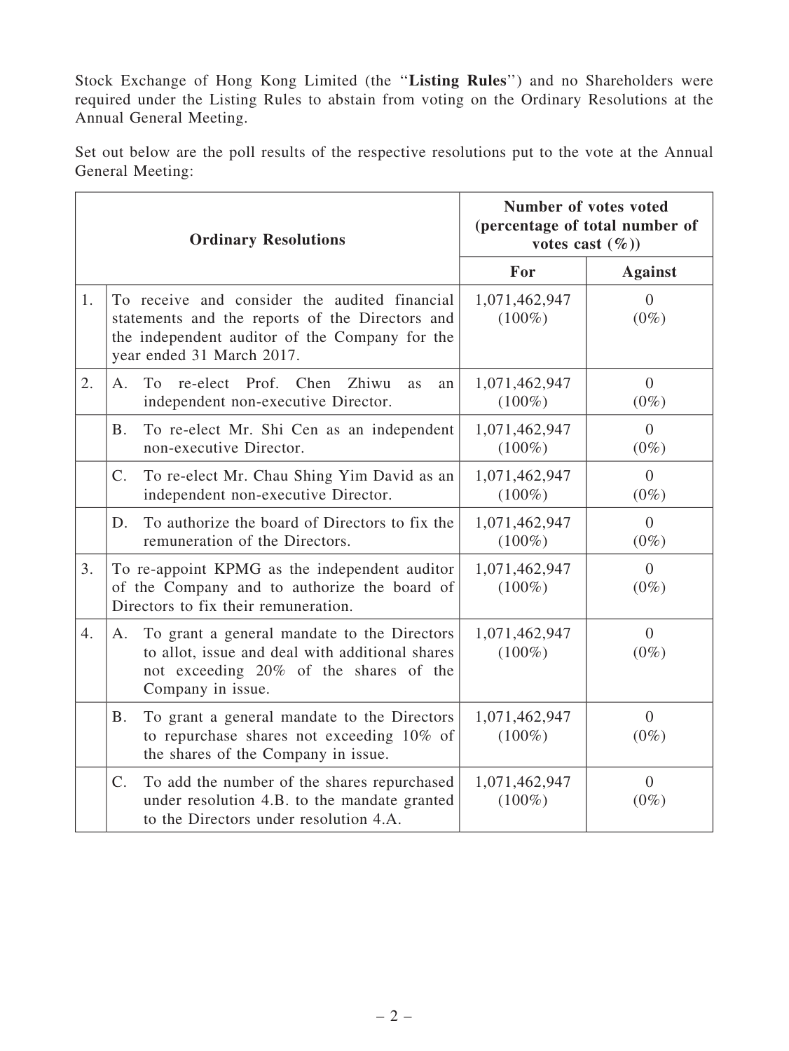Stock Exchange of Hong Kong Limited (the "**Listing Rules**") and no Shareholders were required under the Listing Rules to abstain from voting on the Ordinary Resolutions at the Annual General Meeting.

Set out below are the poll results of the respective resolutions put to the vote at the Annual General Meeting:

| Ordinary Resolutions | | Number of votes voted (percentage of total number of votes cast (%)) | |
|---|---|---|---|
| | | **For** | **Against** |
| 1. | To receive and consider the audited financial statements and the reports of the Directors and the independent auditor of the Company for the year ended 31 March 2017. | 1,071,462,947 (100%) | 0 (0%) |
| 2. | A. To re-elect Prof. Chen Zhiwu as an independent non-executive Director. | 1,071,462,947 (100%) | 0 (0%) |
| | B. To re-elect Mr. Shi Cen as an independent non-executive Director. | 1,071,462,947 (100%) | 0 (0%) |
| | C. To re-elect Mr. Chau Shing Yim David as an independent non-executive Director. | 1,071,462,947 (100%) | 0 (0%) |
| | D. To authorize the board of Directors to fix the remuneration of the Directors. | 1,071,462,947 (100%) | 0 (0%) |
| 3. | To re-appoint KPMG as the independent auditor of the Company and to authorize the board of Directors to fix their remuneration. | 1,071,462,947 (100%) | 0 (0%) |
| 4. | A. To grant a general mandate to the Directors to allot, issue and deal with additional shares not exceeding 20% of the shares of the Company in issue. | 1,071,462,947 (100%) | 0 (0%) |
| | B. To grant a general mandate to the Directors to repurchase shares not exceeding 10% of the shares of the Company in issue. | 1,071,462,947 (100%) | 0 (0%) |
| | C. To add the number of the shares repurchased under resolution 4.B. to the mandate granted to the Directors under resolution 4.A. | 1,071,462,947 (100%) | 0 (0%) |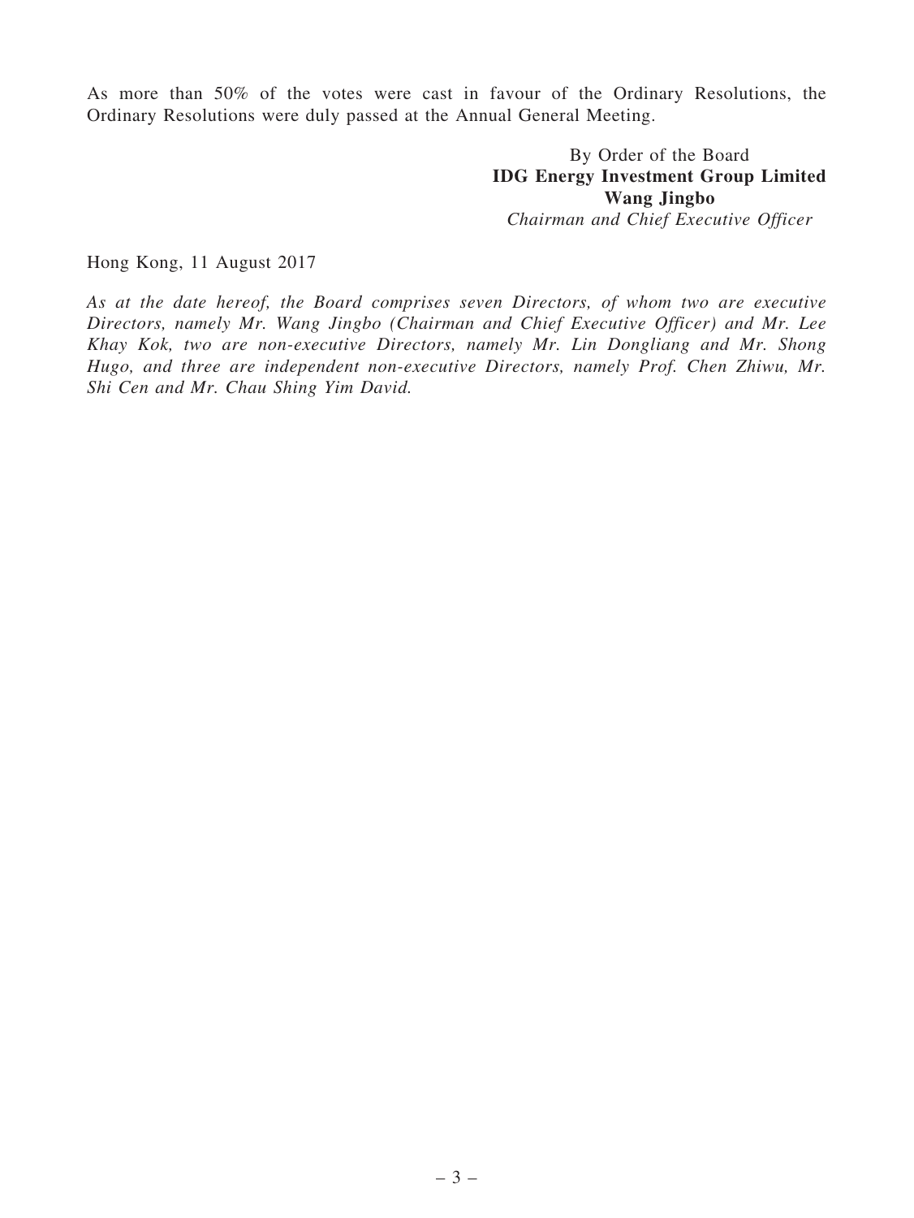As more than 50% of the votes were cast in favour of the Ordinary Resolutions, the Ordinary Resolutions were duly passed at the Annual General Meeting.

By Order of the Board
**IDG Energy Investment Group Limited**
**Wang Jingbo**
*Chairman and Chief Executive Officer*

Hong Kong, 11 August 2017

*As at the date hereof, the Board comprises seven Directors, of whom two are executive Directors, namely Mr. Wang Jingbo (Chairman and Chief Executive Officer) and Mr. Lee Khay Kok, two are non-executive Directors, namely Mr. Lin Dongliang and Mr. Shong Hugo, and three are independent non-executive Directors, namely Prof. Chen Zhiwu, Mr. Shi Cen and Mr. Chau Shing Yim David.*